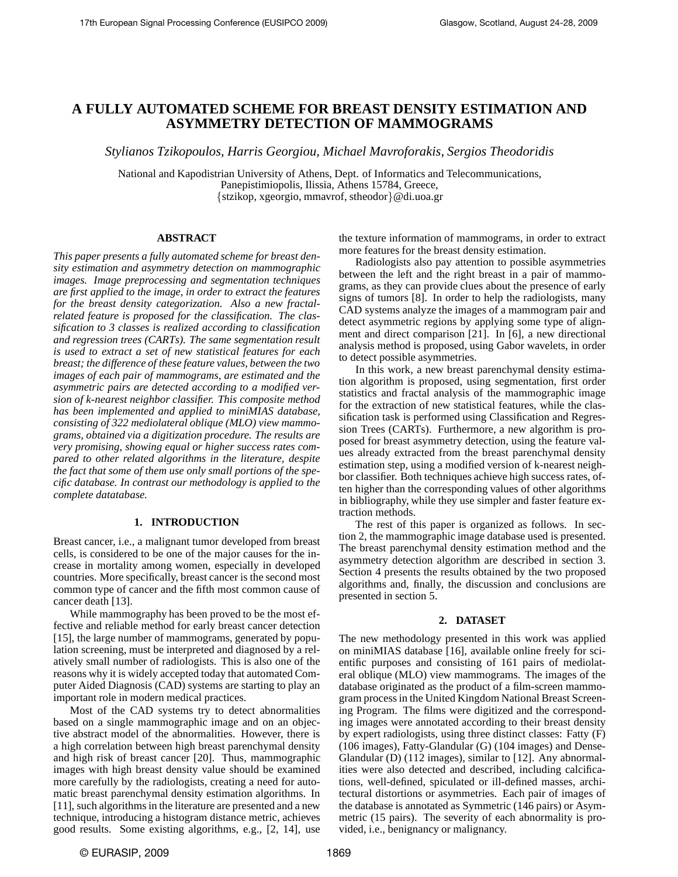# A FULLY AUTOMATED SCHEME FOR BREAST DENSITY ESTIMATION AND ASYMMETRY DETECTION OF MAMMOGRAMS

*Stylianos Tzikopoulos, Harris Georgiou, Michael Mavroforakis, Sergios Theodoridis*

National and Kapodistrian University of Athens, Dept. of Informatics and Telecommunications,
Panepistimiopolis, Ilissia, Athens 15784, Greece,
{stzikop, xgeorgio, mmavrof, stheodor}@di.uoa.gr

## ABSTRACT

*This paper presents a fully automated scheme for breast density estimation and asymmetry detection on mammographic images. Image preprocessing and segmentation techniques are first applied to the image, in order to extract the features for the breast density categorization. Also a new fractal-related feature is proposed for the classification. The classification to 3 classes is realized according to classification and regression trees (CARTs). The same segmentation result is used to extract a set of new statistical features for each breast; the difference of these feature values, between the two images of each pair of mammograms, are estimated and the asymmetric pairs are detected according to a modified version of k-nearest neighbor classifier. This composite method has been implemented and applied to miniMIAS database, consisting of 322 mediolateral oblique (MLO) view mammograms, obtained via a digitization procedure. The results are very promising, showing equal or higher success rates compared to other related algorithms in the literature, despite the fact that some of them use only small portions of the specific database. In contrast our methodology is applied to the complete datatabase.*

## 1. INTRODUCTION

Breast cancer, i.e., a malignant tumor developed from breast cells, is considered to be one of the major causes for the increase in mortality among women, especially in developed countries. More specifically, breast cancer is the second most common type of cancer and the fifth most common cause of cancer death [13].

While mammography has been proved to be the most effective and reliable method for early breast cancer detection [15], the large number of mammograms, generated by population screening, must be interpreted and diagnosed by a relatively small number of radiologists. This is also one of the reasons why it is widely accepted today that automated Computer Aided Diagnosis (CAD) systems are starting to play an important role in modern medical practices.

Most of the CAD systems try to detect abnormalities based on a single mammographic image and on an objective abstract model of the abnormalities. However, there is a high correlation between high breast parenchymal density and high risk of breast cancer [20]. Thus, mammographic images with high breast density value should be examined more carefully by the radiologists, creating a need for automatic breast parenchymal density estimation algorithms. In [11], such algorithms in the literature are presented and a new technique, introducing a histogram distance metric, achieves good results. Some existing algorithms, e.g., [2, 14], use the texture information of mammograms, in order to extract more features for the breast density estimation.

Radiologists also pay attention to possible asymmetries between the left and the right breast in a pair of mammograms, as they can provide clues about the presence of early signs of tumors [8]. In order to help the radiologists, many CAD systems analyze the images of a mammogram pair and detect asymmetric regions by applying some type of alignment and direct comparison [21]. In [6], a new directional analysis method is proposed, using Gabor wavelets, in order to detect possible asymmetries.

In this work, a new breast parenchymal density estimation algorithm is proposed, using segmentation, first order statistics and fractal analysis of the mammographic image for the extraction of new statistical features, while the classification task is performed using Classification and Regression Trees (CARTs). Furthermore, a new algorithm is proposed for breast asymmetry detection, using the feature values already extracted from the breast parenchymal density estimation step, using a modified version of k-nearest neighbor classifier. Both techniques achieve high success rates, often higher than the corresponding values of other algorithms in bibliography, while they use simpler and faster feature extraction methods.

The rest of this paper is organized as follows. In section 2, the mammographic image database used is presented. The breast parenchymal density estimation method and the asymmetry detection algorithm are described in section 3. Section 4 presents the results obtained by the two proposed algorithms and, finally, the discussion and conclusions are presented in section 5.

## 2. DATASET

The new methodology presented in this work was applied on miniMIAS database [16], available online freely for scientific purposes and consisting of 161 pairs of mediolateral oblique (MLO) view mammograms. The images of the database originated as the product of a film-screen mammogram process in the United Kingdom National Breast Screening Program. The films were digitized and the corresponding images were annotated according to their breast density by expert radiologists, using three distinct classes: Fatty (F) (106 images), Fatty-Glandular (G) (104 images) and Dense-Glandular (D) (112 images), similar to [12]. Any abnormalities were also detected and described, including calcifications, well-defined, spiculated or ill-defined masses, architectural distortions or asymmetries. Each pair of images of the database is annotated as Symmetric (146 pairs) or Asymmetric (15 pairs). The severity of each abnormality is provided, i.e., benignancy or malignancy.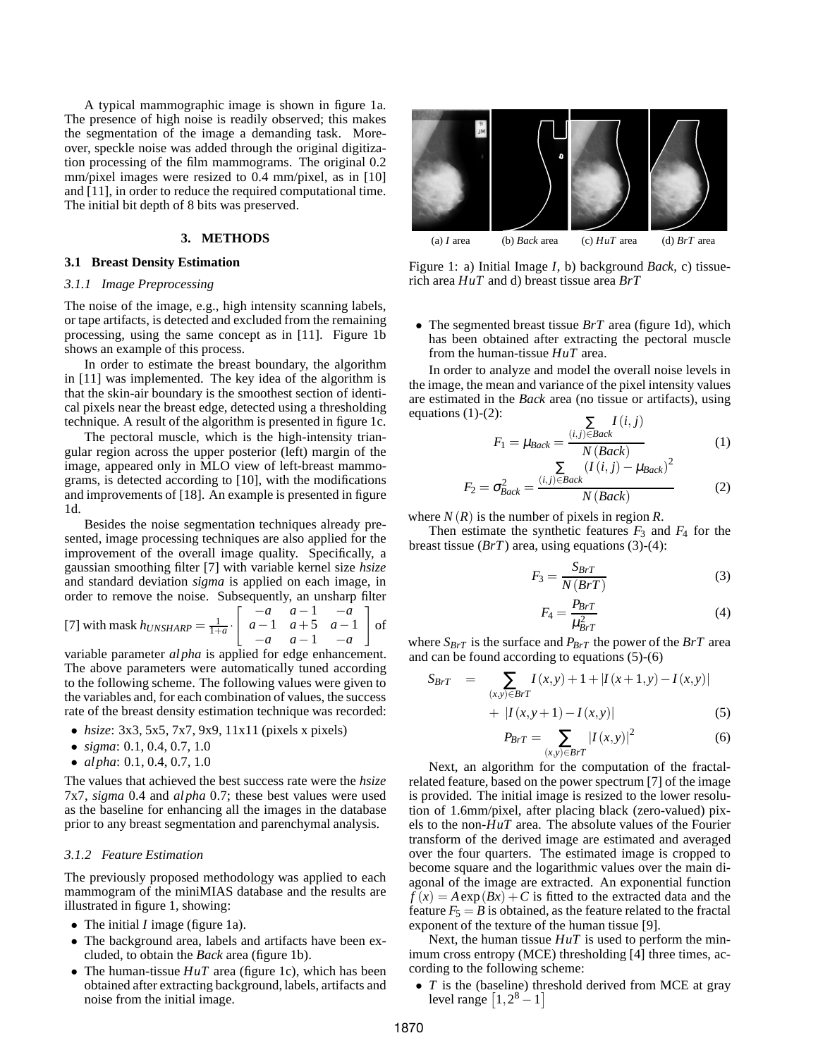A typical mammographic image is shown in figure 1a. The presence of high noise is readily observed; this makes the segmentation of the image a demanding task. Moreover, speckle noise was added through the original digitization processing of the film mammograms. The original 0.2 mm/pixel images were resized to 0.4 mm/pixel, as in [10] and [11], in order to reduce the required computational time. The initial bit depth of 8 bits was preserved.

## 3. METHODS

### 3.1 Breast Density Estimation

#### 3.1.1 Image Preprocessing

The noise of the image, e.g., high intensity scanning labels, or tape artifacts, is detected and excluded from the remaining processing, using the same concept as in [11]. Figure 1b shows an example of this process.

In order to estimate the breast boundary, the algorithm in [11] was implemented. The key idea of the algorithm is that the skin-air boundary is the smoothest section of identical pixels near the breast edge, detected using a thresholding technique. A result of the algorithm is presented in figure 1c.

The pectoral muscle, which is the high-intensity triangular region across the upper posterior (left) margin of the image, appeared only in MLO view of left-breast mammograms, is detected according to [10], with the modifications and improvements of [18]. An example is presented in figure 1d.

Besides the noise segmentation techniques already presented, image processing techniques are also applied for the improvement of the overall image quality. Specifically, a gaussian smoothing filter [7] with variable kernel size *hsize* and standard deviation *sigma* is applied on each image, in order to remove the noise. Subsequently, an unsharp filter [7] with mask $h_{UNSHARP} = \frac{1}{1+a} \cdot \begin{bmatrix} -a & a-1 & -a \\ a-1 & a+5 & a-1 \\ -a & a-1 & -a \end{bmatrix}$ of variable parameter $alpha$ is applied for edge enhancement. The above parameters were automatically tuned according to the following scheme. The following values were given to the variables and, for each combination of values, the success rate of the breast density estimation technique was recorded:

- *hsize*: 3x3, 5x5, 7x7, 9x9, 11x11 (pixels x pixels)
- *sigma*: 0.1, 0.4, 0.7, 1.0
- $alpha$: 0.1, 0.4, 0.7, 1.0

The values that achieved the best success rate were the *hsize* 7x7, *sigma* 0.4 and $alpha$ 0.7; these best values were used as the baseline for enhancing all the images in the database prior to any breast segmentation and parenchymal analysis.

#### 3.1.2 Feature Estimation

The previously proposed methodology was applied to each mammogram of the miniMIAS database and the results are illustrated in figure 1, showing:

- The initial $I$ image (figure 1a).
- The background area, labels and artifacts have been excluded, to obtain the $Back$ area (figure 1b).
- The human-tissue $HuT$ area (figure 1c), which has been obtained after extracting background, labels, artifacts and noise from the initial image.
- The segmented breast tissue $BrT$ area (figure 1d), which has been obtained after extracting the pectoral muscle from the human-tissue $HuT$ area.

(a) $I$ area (b) $Back$ area (c) $HuT$ area (d) $BrT$ area

Figure 1: a) Initial Image $I$, b) background $Back$, c) tissue-rich area $HuT$ and d) breast tissue area $BrT$

In order to analyze and model the overall noise levels in the image, the mean and variance of the pixel intensity values are estimated in the $Back$ area (no tissue or artifacts), using equations (1)-(2):

$$F_1 = \mu_{Back} = \frac{\sum_{(i,j)\in Back} I(i,j)}{N(Back)} \quad (1)$$

$$F_2 = \sigma^2_{Back} = \frac{\sum_{(i,j)\in Back} \left(I(i,j) - \mu_{Back}\right)^2}{N(Back)} \quad (2)$$

where $N(R)$ is the number of pixels in region $R$.

Then estimate the synthetic features $F_3$ and $F_4$ for the breast tissue ($BrT$) area, using equations (3)-(4):

$$F_3 = \frac{S_{BrT}}{N(BrT)} \quad (3)$$

$$F_4 = \frac{P_{BrT}}{\mu^2_{BrT}} \quad (4)$$

where $S_{BrT}$ is the surface and $P_{BrT}$ the power of the $BrT$ area and can be found according to equations (5)-(6)

$$S_{BrT} = \sum_{(x,y)\in BrT} I(x,y) + 1 + |I(x+1,y) - I(x,y)| + |I(x,y+1) - I(x,y)| \quad (5)$$

$$P_{BrT} = \sum_{(x,y)\in BrT} |I(x,y)|^2 \quad (6)$$

Next, an algorithm for the computation of the fractal-related feature, based on the power spectrum [7] of the image is provided. The initial image is resized to the lower resolution of 1.6mm/pixel, after placing black (zero-valued) pixels to the non-$HuT$ area. The absolute values of the Fourier transform of the derived image are estimated and averaged over the four quarters. The estimated image is cropped to become square and the logarithmic values over the main diagonal of the image are extracted. An exponential function $f(x) = A\exp(Bx) + C$ is fitted to the extracted data and the feature $F_5 = B$ is obtained, as the feature related to the fractal exponent of the texture of the human tissue [9].

Next, the human tissue $HuT$ is used to perform the minimum cross entropy (MCE) thresholding [4] three times, according to the following scheme:

- $T$ is the (baseline) threshold derived from MCE at gray level range $\left[1, 2^8 - 1\right]$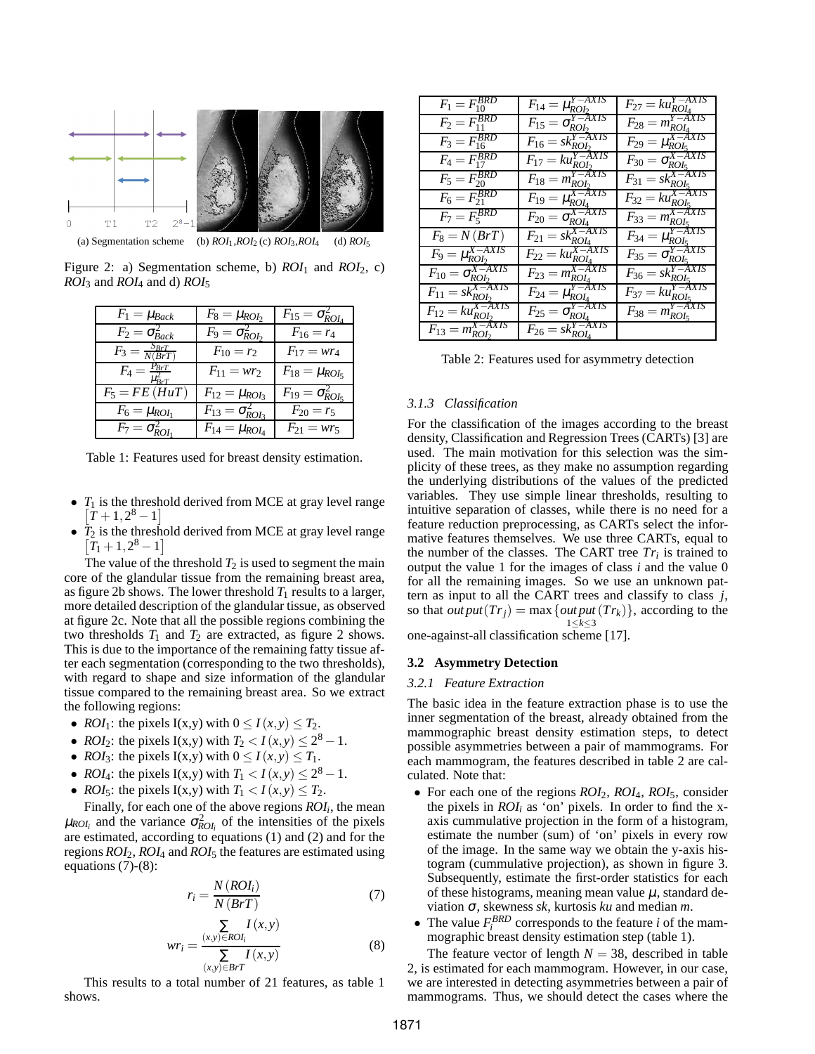(a) Segmentation scheme (b) $ROI_1$,$ROI_2$ (c) $ROI_3$,$ROI_4$ (d) $ROI_5$

Figure 2: a) Segmentation scheme, b) $ROI_1$ and $ROI_2$, c) $ROI_3$ and $ROI_4$ and d) $ROI_5$

| | | |
|---|---|---|
| $F_1 = \mu_{Back}$ | $F_8 = \mu_{ROI_2}$ | $F_{15} = \sigma^2_{ROI_4}$ |
| $F_2 = \sigma^2_{Back}$ | $F_9 = \sigma^2_{ROI_2}$ | $F_{16} = r_4$ |
| $F_3 = \frac{S_{BrT}}{N(BrT)}$ | $F_{10} = r_2$ | $F_{17} = wr_4$ |
| $F_4 = \frac{P_{BrT}}{\mu^2_{BrT}}$ | $F_{11} = wr_2$ | $F_{18} = \mu_{ROI_5}$ |
| $F_5 = FE(HuT)$ | $F_{12} = \mu_{ROI_3}$ | $F_{19} = \sigma^2_{ROI_5}$ |
| $F_6 = \mu_{ROI_1}$ | $F_{13} = \sigma^2_{ROI_3}$ | $F_{20} = r_5$ |
| $F_7 = \sigma^2_{ROI_1}$ | $F_{14} = \mu_{ROI_4}$ | $F_{21} = wr_5$ |

Table 1: Features used for breast density estimation.

- $T_1$ is the threshold derived from MCE at gray level range $\left[T+1, 2^8-1\right]$
- $T_2$ is the threshold derived from MCE at gray level range $\left[T_1+1, 2^8-1\right]$

The value of the threshold $T_2$ is used to segment the main core of the glandular tissue from the remaining breast area, as figure 2b shows. The lower threshold $T_1$ results to a larger, more detailed description of the glandular tissue, as observed at figure 2c. Note that all the possible regions combining the two thresholds $T_1$ and $T_2$ are extracted, as figure 2 shows. This is due to the importance of the remaining fatty tissue after each segmentation (corresponding to the two thresholds), with regard to shape and size information of the glandular tissue compared to the remaining breast area. So we extract the following regions:

- $ROI_1$: the pixels I(x,y) with $0 \leq I(x,y) \leq T_2$.
- $ROI_2$: the pixels I(x,y) with $T_2 < I(x,y) \leq 2^8-1$.
- $ROI_3$: the pixels I(x,y) with $0 \leq I(x,y) \leq T_1$.
- $ROI_4$: the pixels I(x,y) with $T_1 < I(x,y) \leq 2^8-1$.
- $ROI_5$: the pixels I(x,y) with $T_1 < I(x,y) \leq T_2$.

Finally, for each one of the above regions $ROI_i$, the mean $\mu_{ROI_i}$ and the variance $\sigma^2_{ROI_i}$ of the intensities of the pixels are estimated, according to equations (1) and (2) and for the regions $ROI_2$, $ROI_4$ and $ROI_5$ the features are estimated using equations (7)-(8):

$$r_i = \frac{N(ROI_i)}{N(BrT)} \tag{7}$$

$$wr_i = \frac{\sum\limits_{(x,y)\in ROI_i} I(x,y)}{\sum\limits_{(x,y)\in BrT} I(x,y)} \tag{8}$$

This results to a total number of 21 features, as table 1 shows.

| | | |
|---|---|---|
| $F_1 = F_{10}^{BRD}$ | $F_{14} = \mu_{ROI_2}^{Y-AXIS}$ | $F_{27} = ku_{ROI_4}^{Y-AXIS}$ |
| $F_2 = F_{11}^{BRD}$ | $F_{15} = \sigma_{ROI_2}^{Y-AXIS}$ | $F_{28} = m_{ROI_4}^{Y-AXIS}$ |
| $F_3 = F_{16}^{BRD}$ | $F_{16} = sk_{ROI_2}^{Y-AXIS}$ | $F_{29} = \mu_{ROI_5}^{X-AXIS}$ |
| $F_4 = F_{17}^{BRD}$ | $F_{17} = ku_{ROI_2}^{Y-AXIS}$ | $F_{30} = \sigma_{ROI_5}^{X-AXIS}$ |
| $F_5 = F_{20}^{BRD}$ | $F_{18} = m_{ROI_2}^{Y-AXIS}$ | $F_{31} = sk_{ROI_5}^{X-AXIS}$ |
| $F_6 = F_{21}^{BRD}$ | $F_{19} = \mu_{ROI_4}^{X-AXIS}$ | $F_{32} = ku_{ROI_5}^{X-AXIS}$ |
| $F_7 = F_5^{BRD}$ | $F_{20} = \sigma_{ROI_4}^{X-AXIS}$ | $F_{33} = m_{ROI_5}^{X-AXIS}$ |
| $F_8 = N(BrT)$ | $F_{21} = sk_{ROI_4}^{X-AXIS}$ | $F_{34} = \mu_{ROI_5}^{Y-AXIS}$ |
| $F_9 = \mu_{ROI_2}^{X-AXIS}$ | $F_{22} = ku_{ROI_4}^{X-AXIS}$ | $F_{35} = \sigma_{ROI_5}^{Y-AXIS}$ |
| $F_{10} = \sigma_{ROI_2}^{X-AXIS}$ | $F_{23} = m_{ROI_4}^{X-AXIS}$ | $F_{36} = sk_{ROI_5}^{Y-AXIS}$ |
| $F_{11} = sk_{ROI_2}^{X-AXIS}$ | $F_{24} = \mu_{ROI_4}^{Y-AXIS}$ | $F_{37} = ku_{ROI_5}^{Y-AXIS}$ |
| $F_{12} = ku_{ROI_2}^{X-AXIS}$ | $F_{25} = \sigma_{ROI_4}^{Y-AXIS}$ | $F_{38} = m_{ROI_5}^{Y-AXIS}$ |
| $F_{13} = m_{ROI_2}^{X-AXIS}$ | $F_{26} = sk_{ROI_4}^{Y-AXIS}$ | |

Table 2: Features used for asymmetry detection

#### 3.1.3 Classification

For the classification of the images according to the breast density, Classification and Regression Trees (CARTs) [3] are used. The main motivation for this selection was the simplicity of these trees, as they make no assumption regarding the underlying distributions of the values of the predicted variables. They use simple linear thresholds, resulting to intuitive separation of classes, while there is no need for a feature reduction preprocessing, as CARTs select the informative features themselves. We use three CARTs, equal to the number of the classes. The CART tree $Tr_i$ is trained to output the value 1 for the images of class $i$ and the value 0 for all the remaining images. So we use an unknown pattern as input to all the CART trees and classify to class $j$, so that $output(Tr_j) = \max\limits_{1\leq k\leq 3}\{output(Tr_k)\}$, according to the one-against-all classification scheme [17].

### 3.2 Asymmetry Detection

#### 3.2.1 Feature Extraction

The basic idea in the feature extraction phase is to use the inner segmentation of the breast, already obtained from the mammographic breast density estimation steps, to detect possible asymmetries between a pair of mammograms. For each mammogram, the features described in table 2 are calculated. Note that:

- For each one of the regions $ROI_2$, $ROI_4$, $ROI_5$, consider the pixels in $ROI_i$ as 'on' pixels. In order to find the x-axis cummulative projection in the form of a histogram, estimate the number (sum) of 'on' pixels in every row of the image. In the same way we obtain the y-axis histogram (cummulative projection), as shown in figure 3. Subsequently, estimate the first-order statistics for each of these histograms, meaning mean value $\mu$, standard deviation $\sigma$, skewness $sk$, kurtosis $ku$ and median $m$.
- The value $F_i^{BRD}$ corresponds to the feature $i$ of the mammographic breast density estimation step (table 1).

The feature vector of length $N = 38$, described in table 2, is estimated for each mammogram. However, in our case, we are interested in detecting asymmetries between a pair of mammograms. Thus, we should detect the cases where the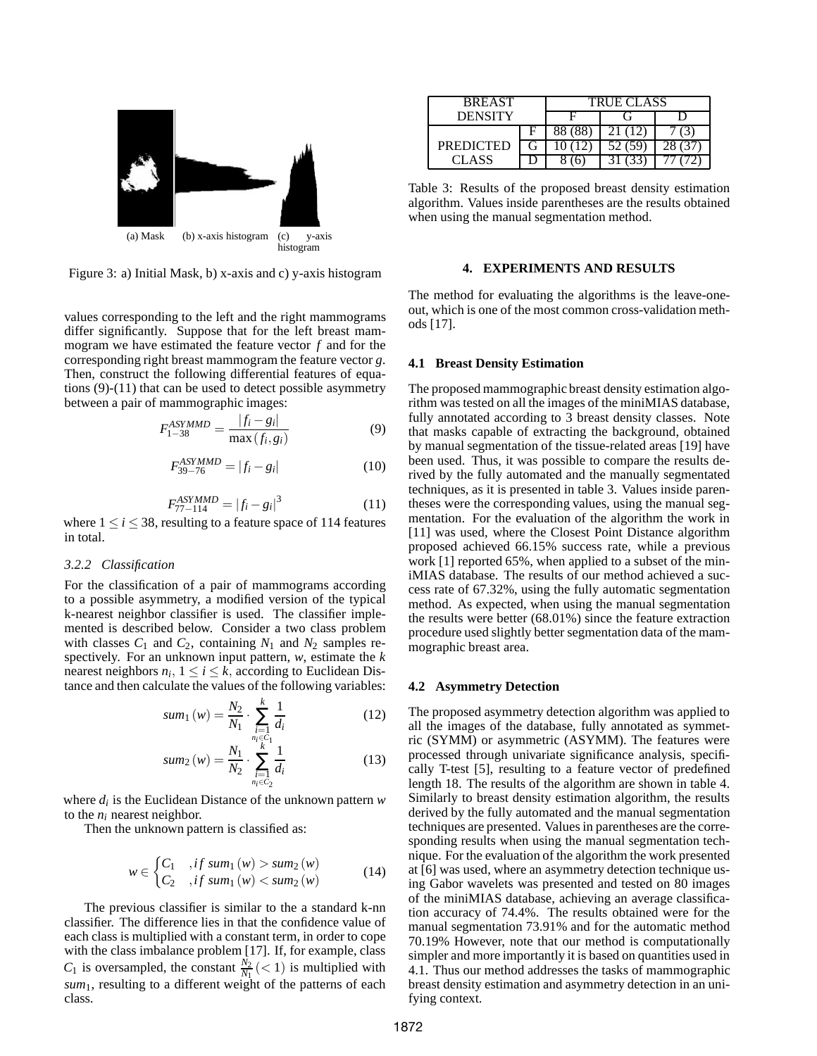(a) Mask (b) x-axis histogram (c) y-axis histogram

Figure 3: a) Initial Mask, b) x-axis and c) y-axis histogram

values corresponding to the left and the right mammograms differ significantly. Suppose that for the left breast mammogram we have estimated the feature vector $f$ and for the corresponding right breast mammogram the feature vector $g$. Then, construct the following differential features of equations (9)-(11) that can be used to detect possible asymmetry between a pair of mammographic images:

$$F_{1-38}^{ASYMMD} = \frac{|f_i - g_i|}{\max(f_i, g_i)} \tag{9}$$

$$F_{39-76}^{ASYMMD} = |f_i - g_i| \tag{10}$$

$$F_{77-114}^{ASYMMD} = |f_i - g_i|^3 \tag{11}$$

where $1 \leq i \leq 38$, resulting to a feature space of 114 features in total.

#### 3.2.2 Classification

For the classification of a pair of mammograms according to a possible asymmetry, a modified version of the typical k-nearest neighbor classifier is used. The classifier implemented is described below. Consider a two class problem with classes $C_1$ and $C_2$, containing $N_1$ and $N_2$ samples respectively. For an unknown input pattern, $w$, estimate the $k$ nearest neighbors $n_i$, $1 \leq i \leq k$, according to Euclidean Distance and then calculate the values of the following variables:

$$sum_1(w) = \frac{N_2}{N_1} \cdot \sum_{\substack{i=1 \\ n_i \in C_1}}^{k} \frac{1}{d_i} \tag{12}$$

$$sum_2(w) = \frac{N_1}{N_2} \cdot \sum_{\substack{i=1 \\ n_i \in C_2}}^{k} \frac{1}{d_i} \tag{13}$$

where $d_i$ is the Euclidean Distance of the unknown pattern $w$ to the $n_i$ nearest neighbor.

Then the unknown pattern is classified as:

$$w \in \begin{cases} C_1 & , if\ sum_1(w) > sum_2(w) \\ C_2 & , if\ sum_1(w) < sum_2(w) \end{cases} \tag{14}$$

The previous classifier is similar to the a standard k-nn classifier. The difference lies in that the confidence value of each class is multiplied with a constant term, in order to cope with the class imbalance problem [17]. If, for example, class $C_1$ is oversampled, the constant $\frac{N_2}{N_1}(< 1)$ is multiplied with $sum_1$, resulting to a different weight of the patterns of each class.

| BREAST DENSITY | | TRUE CLASS | | |
|---|---|---|---|---|
| | | F | G | D |
| PREDICTED CLASS | F | 88 (88) | 21 (12) | 7 (3) |
| | G | 10 (12) | 52 (59) | 28 (37) |
| | D | 8 (6) | 31 (33) | 77 (72) |

Table 3: Results of the proposed breast density estimation algorithm. Values inside parentheses are the results obtained when using the manual segmentation method.

## 4. EXPERIMENTS AND RESULTS

The method for evaluating the algorithms is the leave-one-out, which is one of the most common cross-validation methods [17].

### 4.1 Breast Density Estimation

The proposed mammographic breast density estimation algorithm was tested on all the images of the miniMIAS database, fully annotated according to 3 breast density classes. Note that masks capable of extracting the background, obtained by manual segmentation of the tissue-related areas [19] have been used. Thus, it was possible to compare the results derived by the fully automated and the manually segmentated techniques, as it is presented in table 3. Values inside parentheses were the corresponding values, using the manual segmentation. For the evaluation of the algorithm the work in [11] was used, where the Closest Point Distance algorithm proposed achieved 66.15% success rate, while a previous work [1] reported 65%, when applied to a subset of the miniMIAS database. The results of our method achieved a success rate of 67.32%, using the fully automatic segmentation method. As expected, when using the manual segmentation the results were better (68.01%) since the feature extraction procedure used slightly better segmentation data of the mammographic breast area.

### 4.2 Asymmetry Detection

The proposed asymmetry detection algorithm was applied to all the images of the database, fully annotated as symmetric (SYMM) or asymmetric (ASYMM). The features were processed through univariate significance analysis, specifically T-test [5], resulting to a feature vector of predefined length 18. The results of the algorithm are shown in table 4. Similarly to breast density estimation algorithm, the results derived by the fully automated and the manual segmentation techniques are presented. Values in parentheses are the corresponding results when using the manual segmentation technique. For the evaluation of the algorithm the work presented at [6] was used, where an asymmetry detection technique using Gabor wavelets was presented and tested on 80 images of the miniMIAS database, achieving an average classification accuracy of 74.4%. The results obtained were for the manual segmentation 73.91% and for the automatic method 70.19% However, note that our method is computationally simpler and more importantly it is based on quantities used in 4.1. Thus our method addresses the tasks of mammographic breast density estimation and asymmetry detection in an unifying context.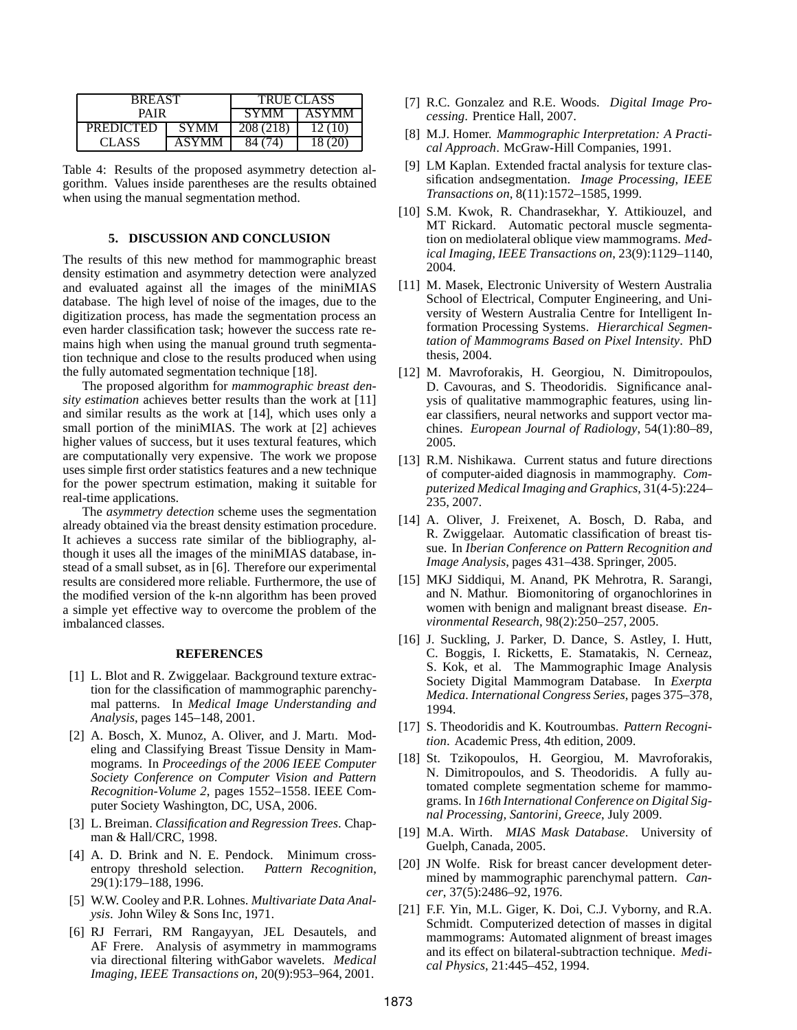| BREAST PAIR | | TRUE CLASS | |
|---|---|---|---|
| | | SYMM | ASYMM |
| PREDICTED CLASS | SYMM | 208 (218) | 12 (10) |
| | ASYMM | 84 (74) | 18 (20) |

Table 4: Results of the proposed asymmetry detection algorithm. Values inside parentheses are the results obtained when using the manual segmentation method.

## 5. DISCUSSION AND CONCLUSION

The results of this new method for mammographic breast density estimation and asymmetry detection were analyzed and evaluated against all the images of the miniMIAS database. The high level of noise of the images, due to the digitization process, has made the segmentation process an even harder classification task; however the success rate remains high when using the manual ground truth segmentation technique and close to the results produced when using the fully automated segmentation technique [18].

The proposed algorithm for *mammographic breast density estimation* achieves better results than the work at [11] and similar results as the work at [14], which uses only a small portion of the miniMIAS. The work at [2] achieves higher values of success, but it uses textural features, which are computationally very expensive. The work we propose uses simple first order statistics features and a new technique for the power spectrum estimation, making it suitable for real-time applications.

The *asymmetry detection* scheme uses the segmentation already obtained via the breast density estimation procedure. It achieves a success rate similar of the bibliography, although it uses all the images of the miniMIAS database, instead of a small subset, as in [6]. Therefore our experimental results are considered more reliable. Furthermore, the use of the modified version of the k-nn algorithm has been proved a simple yet effective way to overcome the problem of the imbalanced classes.

## REFERENCES

[1] L. Blot and R. Zwiggelaar. Background texture extraction for the classification of mammographic parenchymal patterns. In *Medical Image Understanding and Analysis*, pages 145–148, 2001.

[2] A. Bosch, X. Munoz, A. Oliver, and J. Martı. Modeling and Classifying Breast Tissue Density in Mammograms. In *Proceedings of the 2006 IEEE Computer Society Conference on Computer Vision and Pattern Recognition-Volume 2*, pages 1552–1558. IEEE Computer Society Washington, DC, USA, 2006.

[3] L. Breiman. *Classification and Regression Trees*. Chapman & Hall/CRC, 1998.

[4] A. D. Brink and N. E. Pendock. Minimum cross-entropy threshold selection. *Pattern Recognition*, 29(1):179–188, 1996.

[5] W.W. Cooley and P.R. Lohnes. *Multivariate Data Analysis*. John Wiley & Sons Inc, 1971.

[6] RJ Ferrari, RM Rangayyan, JEL Desautels, and AF Frere. Analysis of asymmetry in mammograms via directional filtering withGabor wavelets. *Medical Imaging, IEEE Transactions on*, 20(9):953–964, 2001.

[7] R.C. Gonzalez and R.E. Woods. *Digital Image Processing*. Prentice Hall, 2007.

[8] M.J. Homer. *Mammographic Interpretation: A Practical Approach*. McGraw-Hill Companies, 1991.

[9] LM Kaplan. Extended fractal analysis for texture classification andsegmentation. *Image Processing, IEEE Transactions on*, 8(11):1572–1585, 1999.

[10] S.M. Kwok, R. Chandrasekhar, Y. Attikiouzel, and MT Rickard. Automatic pectoral muscle segmentation on mediolateral oblique view mammograms. *Medical Imaging, IEEE Transactions on*, 23(9):1129–1140, 2004.

[11] M. Masek, Electronic University of Western Australia School of Electrical, Computer Engineering, and University of Western Australia Centre for Intelligent Information Processing Systems. *Hierarchical Segmentation of Mammograms Based on Pixel Intensity*. PhD thesis, 2004.

[12] M. Mavroforakis, H. Georgiou, N. Dimitropoulos, D. Cavouras, and S. Theodoridis. Significance analysis of qualitative mammographic features, using linear classifiers, neural networks and support vector machines. *European Journal of Radiology*, 54(1):80–89, 2005.

[13] R.M. Nishikawa. Current status and future directions of computer-aided diagnosis in mammography. *Computerized Medical Imaging and Graphics*, 31(4-5):224–235, 2007.

[14] A. Oliver, J. Freixenet, A. Bosch, D. Raba, and R. Zwiggelaar. Automatic classification of breast tissue. In *Iberian Conference on Pattern Recognition and Image Analysis*, pages 431–438. Springer, 2005.

[15] MKJ Siddiqui, M. Anand, PK Mehrotra, R. Sarangi, and N. Mathur. Biomonitoring of organochlorines in women with benign and malignant breast disease. *Environmental Research*, 98(2):250–257, 2005.

[16] J. Suckling, J. Parker, D. Dance, S. Astley, I. Hutt, C. Boggis, I. Ricketts, E. Stamatakis, N. Cerneaz, S. Kok, et al. The Mammographic Image Analysis Society Digital Mammogram Database. In *Exerpta Medica. International Congress Series*, pages 375–378, 1994.

[17] S. Theodoridis and K. Koutroumbas. *Pattern Recognition*. Academic Press, 4th edition, 2009.

[18] St. Tzikopoulos, H. Georgiou, M. Mavroforakis, N. Dimitropoulos, and S. Theodoridis. A fully automated complete segmentation scheme for mammograms. In *16th International Conference on Digital Signal Processing, Santorini, Greece*, July 2009.

[19] M.A. Wirth. *MIAS Mask Database*. University of Guelph, Canada, 2005.

[20] JN Wolfe. Risk for breast cancer development determined by mammographic parenchymal pattern. *Cancer*, 37(5):2486–92, 1976.

[21] F.F. Yin, M.L. Giger, K. Doi, C.J. Vyborny, and R.A. Schmidt. Computerized detection of masses in digital mammograms: Automated alignment of breast images and its effect on bilateral-subtraction technique. *Medical Physics*, 21:445–452, 1994.